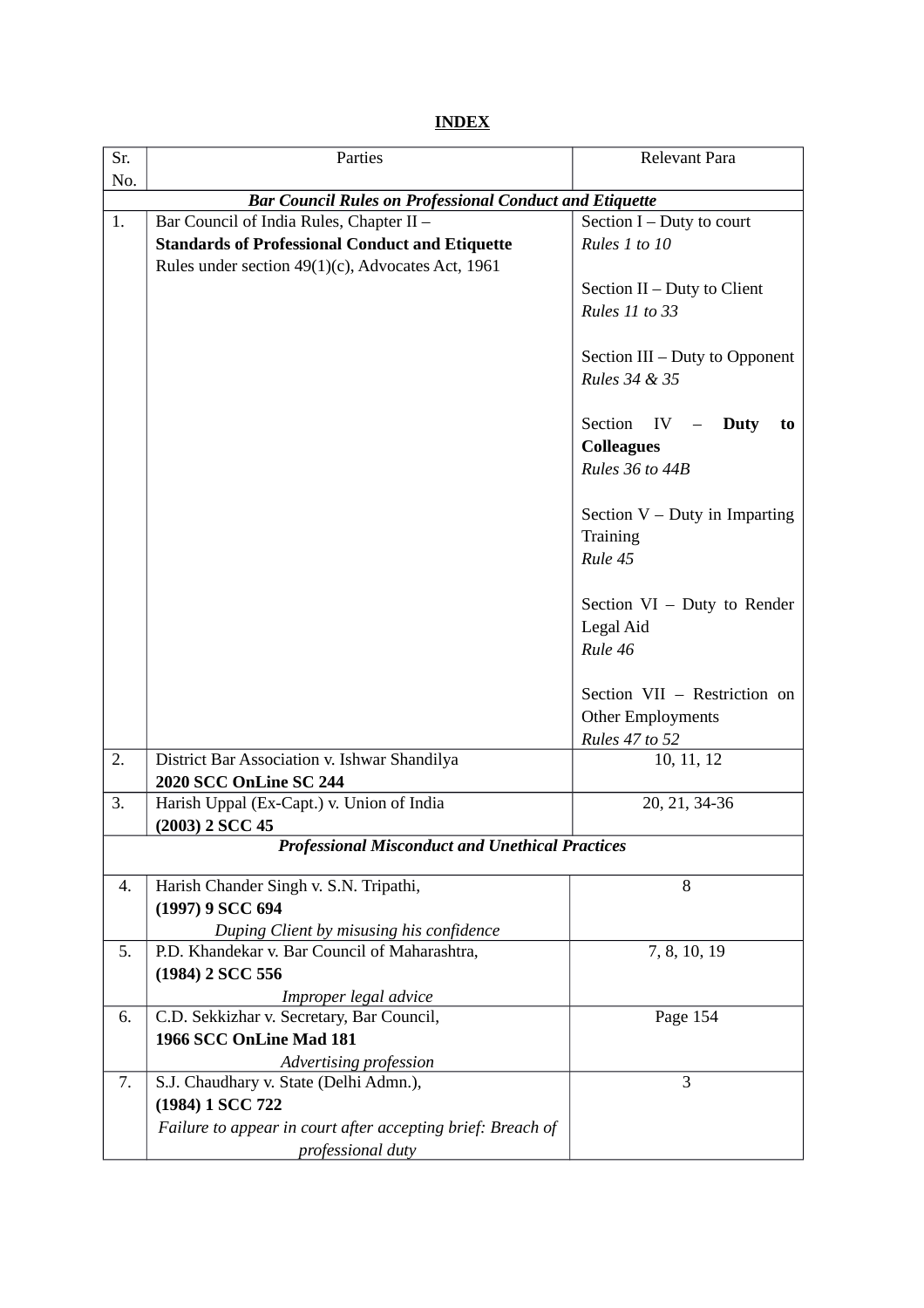**INDEX**

| Sr. No. | Parties | Relevant Para |
|---|---|---|
| ***Bar Council Rules on Professional Conduct and Etiquette*** | | |
| 1. | Bar Council of India Rules, Chapter II – **Standards of Professional Conduct and Etiquette** Rules under section 49(1)(c), Advocates Act, 1961 | Section I – Duty to court *Rules 1 to 10*<br><br>Section II – Duty to Client *Rules 11 to 33*<br><br>Section III – Duty to Opponent *Rules 34 & 35*<br><br>Section IV – **Duty to Colleagues** *Rules 36 to 44B*<br><br>Section V – Duty in Imparting Training *Rule 45*<br><br>Section VI – Duty to Render Legal Aid *Rule 46*<br><br>Section VII – Restriction on Other Employments *Rules 47 to 52* |
| 2. | District Bar Association v. Ishwar Shandilya **2020 SCC OnLine SC 244** | 10, 11, 12 |
| 3. | Harish Uppal (Ex-Capt.) v. Union of India **(2003) 2 SCC 45** | 20, 21, 34-36 |
| ***Professional Misconduct and Unethical Practices*** | | |
| 4. | Harish Chander Singh v. S.N. Tripathi, **(1997) 9 SCC 694** *Duping Client by misusing his confidence* | 8 |
| 5. | P.D. Khandekar v. Bar Council of Maharashtra, **(1984) 2 SCC 556** *Improper legal advice* | 7, 8, 10, 19 |
| 6. | C.D. Sekkizhar v. Secretary, Bar Council, **1966 SCC OnLine Mad 181** *Advertising profession* | Page 154 |
| 7. | S.J. Chaudhary v. State (Delhi Admn.), **(1984) 1 SCC 722** *Failure to appear in court after accepting brief: Breach of professional duty* | 3 |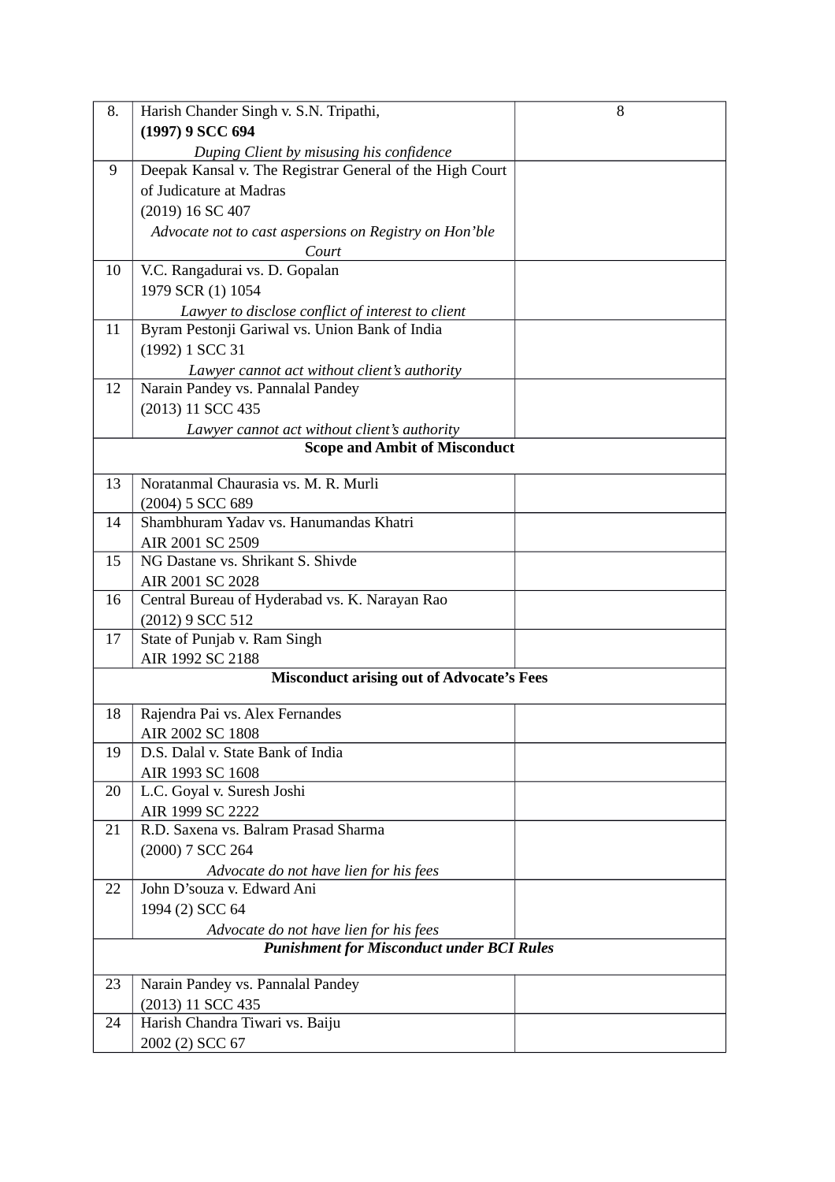| | | |
|---|---|---|
| 8. | Harish Chander Singh v. S.N. Tripathi, **(1997) 9 SCC 694** *Duping Client by misusing his confidence* | 8 |
| 9 | Deepak Kansal v. The Registrar General of the High Court of Judicature at Madras (2019) 16 SC 407 *Advocate not to cast aspersions on Registry on Hon'ble Court* | |
| 10 | V.C. Rangadurai vs. D. Gopalan 1979 SCR (1) 1054 *Lawyer to disclose conflict of interest to client* | |
| 11 | Byram Pestonji Gariwal vs. Union Bank of India (1992) 1 SCC 31 *Lawyer cannot act without client's authority* | |
| 12 | Narain Pandey vs. Pannalal Pandey (2013) 11 SCC 435 *Lawyer cannot act without client's authority* | |
| **Scope and Ambit of Misconduct** | | |
| 13 | Noratanmal Chaurasia vs. M. R. Murli (2004) 5 SCC 689 | |
| 14 | Shambhuram Yadav vs. Hanumandas Khatri AIR 2001 SC 2509 | |
| 15 | NG Dastane vs. Shrikant S. Shivde AIR 2001 SC 2028 | |
| 16 | Central Bureau of Hyderabad vs. K. Narayan Rao (2012) 9 SCC 512 | |
| 17 | State of Punjab v. Ram Singh AIR 1992 SC 2188 | |
| **Misconduct arising out of Advocate's Fees** | | |
| 18 | Rajendra Pai vs. Alex Fernandes AIR 2002 SC 1808 | |
| 19 | D.S. Dalal v. State Bank of India AIR 1993 SC 1608 | |
| 20 | L.C. Goyal v. Suresh Joshi AIR 1999 SC 2222 | |
| 21 | R.D. Saxena vs. Balram Prasad Sharma (2000) 7 SCC 264 *Advocate do not have lien for his fees* | |
| 22 | John D'souza v. Edward Ani 1994 (2) SCC 64 *Advocate do not have lien for his fees* | |
| ***Punishment for Misconduct under BCI Rules*** | | |
| 23 | Narain Pandey vs. Pannalal Pandey (2013) 11 SCC 435 | |
| 24 | Harish Chandra Tiwari vs. Baiju 2002 (2) SCC 67 | |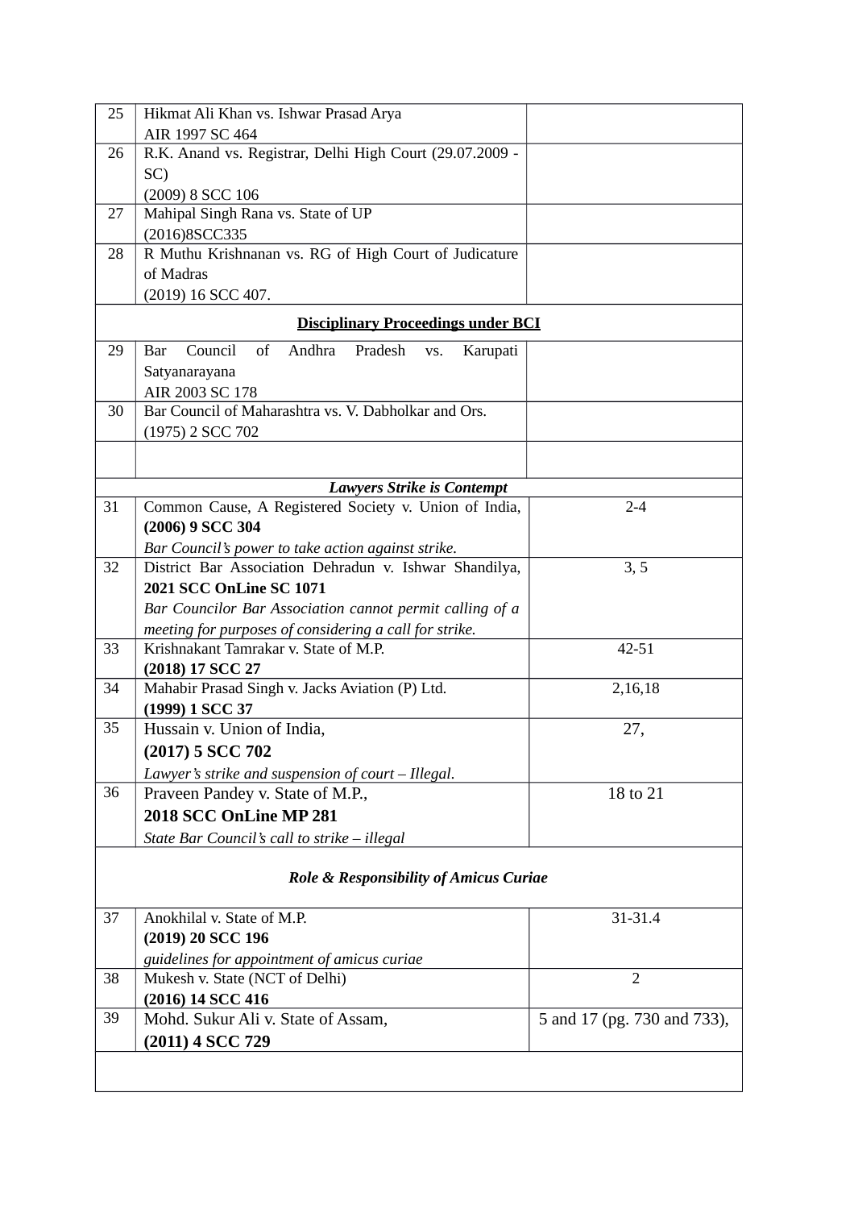| | | |
|---|---|---|
| 25 | Hikmat Ali Khan vs. Ishwar Prasad Arya<br>AIR 1997 SC 464 | |
| 26 | R.K. Anand vs. Registrar, Delhi High Court (29.07.2009 - SC)<br>(2009) 8 SCC 106 | |
| 27 | Mahipal Singh Rana vs. State of UP<br>(2016)8SCC335 | |
| 28 | R Muthu Krishnanan vs. RG of High Court of Judicature of Madras<br>(2019) 16 SCC 407. | |
| | **<u>Disciplinary Proceedings under BCI</u>** | |
| 29 | Bar Council of Andhra Pradesh vs. Karupati Satyanarayana<br>AIR 2003 SC 178 | |
| 30 | Bar Council of Maharashtra vs. V. Dabholkar and Ors.<br>(1975) 2 SCC 702 | |
| | | |
| | ***Lawyers Strike is Contempt*** | |
| 31 | Common Cause, A Registered Society v. Union of India, **(2006) 9 SCC 304**<br>*Bar Council's power to take action against strike.* | 2-4 |
| 32 | District Bar Association Dehradun v. Ishwar Shandilya, **2021 SCC OnLine SC 1071**<br>*Bar Councilor Bar Association cannot permit calling of a meeting for purposes of considering a call for strike.* | 3, 5 |
| 33 | Krishnakant Tamrakar v. State of M.P.<br>**(2018) 17 SCC 27** | 42-51 |
| 34 | Mahabir Prasad Singh v. Jacks Aviation (P) Ltd.<br>**(1999) 1 SCC 37** | 2,16,18 |
| 35 | Hussain v. Union of India,<br>**(2017) 5 SCC 702**<br>*Lawyer's strike and suspension of court – Illegal.* | 27, |
| 36 | Praveen Pandey v. State of M.P.,<br>**2018 SCC OnLine MP 281**<br>*State Bar Council's call to strike – illegal* | 18 to 21 |
| | ***Role & Responsibility of Amicus Curiae*** | |
| 37 | Anokhilal v. State of M.P.<br>**(2019) 20 SCC 196**<br>*guidelines for appointment of amicus curiae* | 31-31.4 |
| 38 | Mukesh v. State (NCT of Delhi)<br>**(2016) 14 SCC 416** | 2 |
| 39 | Mohd. Sukur Ali v. State of Assam,<br>**(2011) 4 SCC 729** | 5 and 17 (pg. 730 and 733), |
| | | |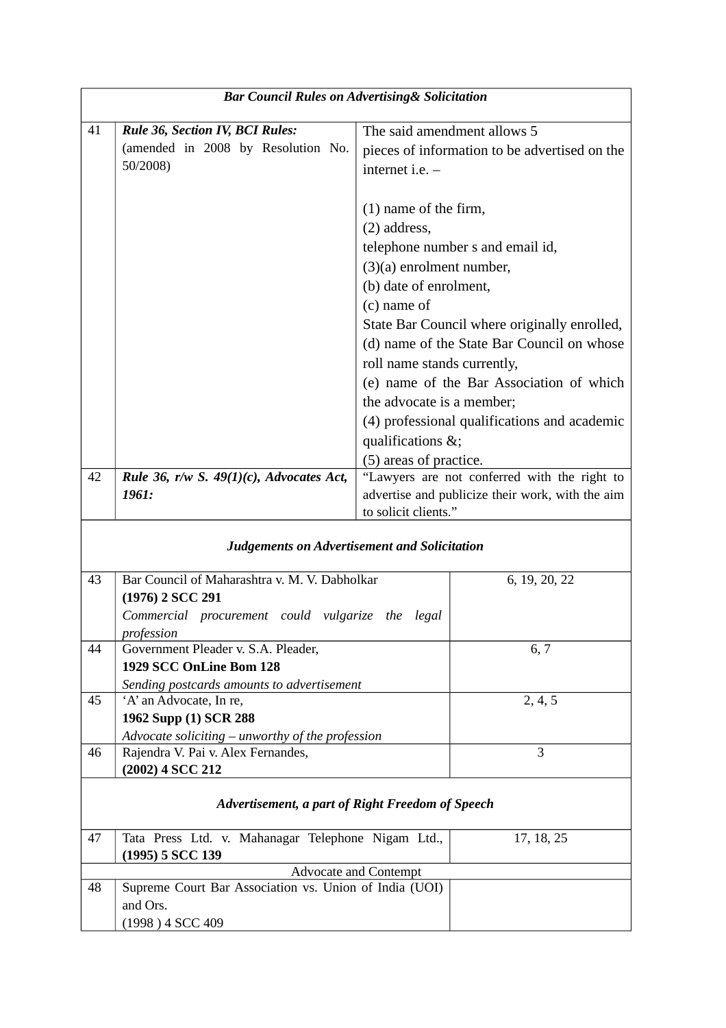| | | |
|---|---|---|
| ***Bar Council Rules on Advertising& Solicitation*** | | |
| 41 | ***Rule 36, Section IV, BCI Rules:*** (amended in 2008 by Resolution No. 50/2008) | The said amendment allows 5 pieces of information to be advertised on the internet i.e. – <br><br>(1) name of the firm,<br>(2) address,<br>telephone number s and email id,<br>(3)(a) enrolment number,<br>(b) date of enrolment,<br>(c) name of<br>State Bar Council where originally enrolled,<br>(d) name of the State Bar Council on whose roll name stands currently,<br>(e) name of the Bar Association of which the advocate is a member;<br>(4) professional qualifications and academic qualifications &;<br>(5) areas of practice. |
| 42 | ***Rule 36, r/w S. 49(1)(c), Advocates Act, 1961:*** | "Lawyers are not conferred with the right to advertise and publicize their work, with the aim to solicit clients." |
| ***Judgements on Advertisement and Solicitation*** | | |
| 43 | Bar Council of Maharashtra v. M. V. Dabholkar<br>**(1976) 2 SCC 291**<br>*Commercial procurement could vulgarize the legal profession* | 6, 19, 20, 22 |
| 44 | Government Pleader v. S.A. Pleader,<br>**1929 SCC OnLine Bom 128**<br>*Sending postcards amounts to advertisement* | 6, 7 |
| 45 | 'A' an Advocate, In re,<br>**1962 Supp (1) SCR 288**<br>*Advocate soliciting – unworthy of the profession* | 2, 4, 5 |
| 46 | Rajendra V. Pai v. Alex Fernandes,<br>**(2002) 4 SCC 212** | 3 |
| ***Advertisement, a part of Right Freedom of Speech*** | | |
| 47 | Tata Press Ltd. v. Mahanagar Telephone Nigam Ltd., **(1995) 5 SCC 139** | 17, 18, 25 |
| Advocate and Contempt | | |
| 48 | Supreme Court Bar Association vs. Union of India (UOI) and Ors.<br>(1998 ) 4 SCC 409 | |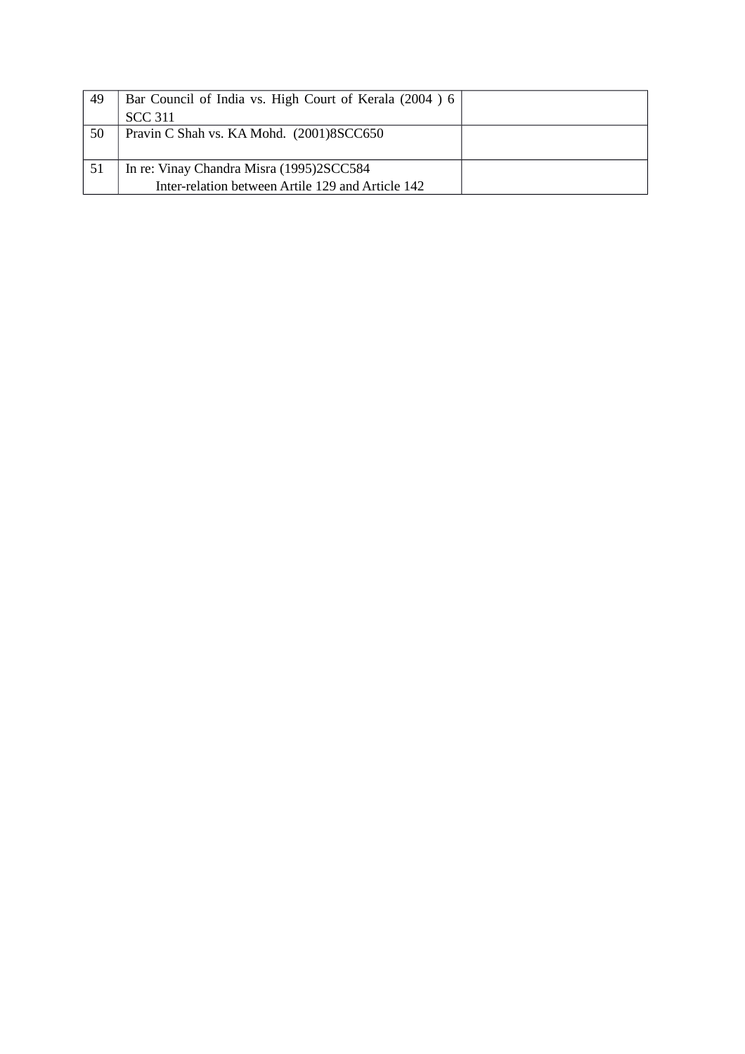| | | |
|---|---|---|
| 49 | Bar Council of India vs. High Court of Kerala (2004 ) 6 SCC 311 | |
| 50 | Pravin C Shah vs. KA Mohd. (2001)8SCC650 | |
| 51 | In re: Vinay Chandra Misra (1995)2SCC584<br>Inter-relation between Artile 129 and Article 142 | |